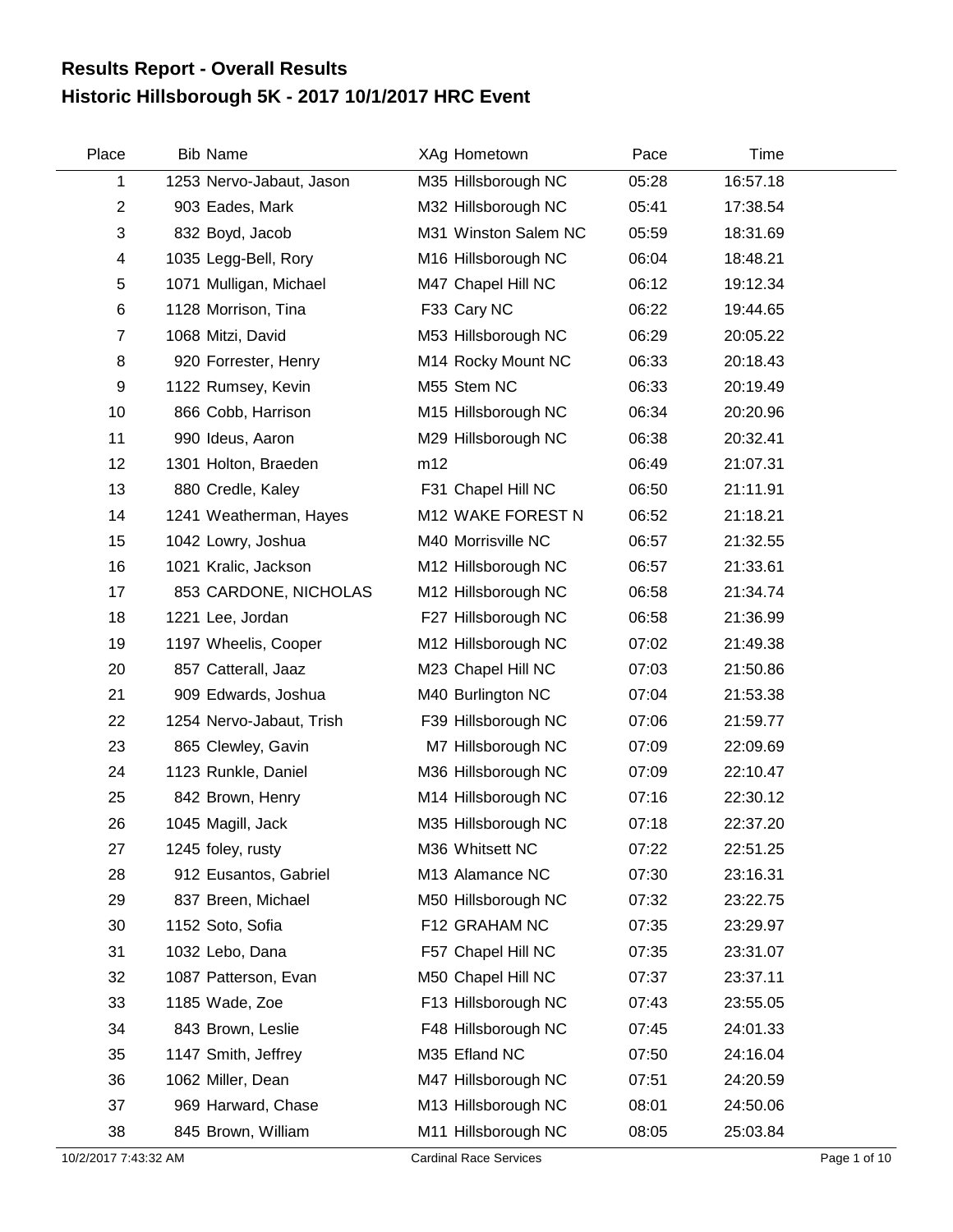# Results Report - Overall Results
## Historic Hillsborough 5K - 2017 10/1/2017 HRC Event

| Place | Bib | Name | XAg | Hometown | Pace | Time |
|---|---|---|---|---|---|---|
| 1 | 1253 | Nervo-Jabaut, Jason | M35 | Hillsborough NC | 05:28 | 16:57.18 |
| 2 | 903 | Eades, Mark | M32 | Hillsborough NC | 05:41 | 17:38.54 |
| 3 | 832 | Boyd, Jacob | M31 | Winston Salem NC | 05:59 | 18:31.69 |
| 4 | 1035 | Legg-Bell, Rory | M16 | Hillsborough NC | 06:04 | 18:48.21 |
| 5 | 1071 | Mulligan, Michael | M47 | Chapel Hill NC | 06:12 | 19:12.34 |
| 6 | 1128 | Morrison, Tina | F33 | Cary NC | 06:22 | 19:44.65 |
| 7 | 1068 | Mitzi, David | M53 | Hillsborough NC | 06:29 | 20:05.22 |
| 8 | 920 | Forrester, Henry | M14 | Rocky Mount NC | 06:33 | 20:18.43 |
| 9 | 1122 | Rumsey, Kevin | M55 | Stem NC | 06:33 | 20:19.49 |
| 10 | 866 | Cobb, Harrison | M15 | Hillsborough NC | 06:34 | 20:20.96 |
| 11 | 990 | Ideus, Aaron | M29 | Hillsborough NC | 06:38 | 20:32.41 |
| 12 | 1301 | Holton, Braeden | m12 | | 06:49 | 21:07.31 |
| 13 | 880 | Credle, Kaley | F31 | Chapel Hill NC | 06:50 | 21:11.91 |
| 14 | 1241 | Weatherman, Hayes | M12 | WAKE FOREST N | 06:52 | 21:18.21 |
| 15 | 1042 | Lowry, Joshua | M40 | Morrisville NC | 06:57 | 21:32.55 |
| 16 | 1021 | Kralic, Jackson | M12 | Hillsborough NC | 06:57 | 21:33.61 |
| 17 | 853 | CARDONE, NICHOLAS | M12 | Hillsborough NC | 06:58 | 21:34.74 |
| 18 | 1221 | Lee, Jordan | F27 | Hillsborough NC | 06:58 | 21:36.99 |
| 19 | 1197 | Wheelis, Cooper | M12 | Hillsborough NC | 07:02 | 21:49.38 |
| 20 | 857 | Catterall, Jaaz | M23 | Chapel Hill NC | 07:03 | 21:50.86 |
| 21 | 909 | Edwards, Joshua | M40 | Burlington NC | 07:04 | 21:53.38 |
| 22 | 1254 | Nervo-Jabaut, Trish | F39 | Hillsborough NC | 07:06 | 21:59.77 |
| 23 | 865 | Clewley, Gavin | M7 | Hillsborough NC | 07:09 | 22:09.69 |
| 24 | 1123 | Runkle, Daniel | M36 | Hillsborough NC | 07:09 | 22:10.47 |
| 25 | 842 | Brown, Henry | M14 | Hillsborough NC | 07:16 | 22:30.12 |
| 26 | 1045 | Magill, Jack | M35 | Hillsborough NC | 07:18 | 22:37.20 |
| 27 | 1245 | foley, rusty | M36 | Whitsett NC | 07:22 | 22:51.25 |
| 28 | 912 | Eusantos, Gabriel | M13 | Alamance NC | 07:30 | 23:16.31 |
| 29 | 837 | Breen, Michael | M50 | Hillsborough NC | 07:32 | 23:22.75 |
| 30 | 1152 | Soto, Sofia | F12 | GRAHAM NC | 07:35 | 23:29.97 |
| 31 | 1032 | Lebo, Dana | F57 | Chapel Hill NC | 07:35 | 23:31.07 |
| 32 | 1087 | Patterson, Evan | M50 | Chapel Hill NC | 07:37 | 23:37.11 |
| 33 | 1185 | Wade, Zoe | F13 | Hillsborough NC | 07:43 | 23:55.05 |
| 34 | 843 | Brown, Leslie | F48 | Hillsborough NC | 07:45 | 24:01.33 |
| 35 | 1147 | Smith, Jeffrey | M35 | Efland NC | 07:50 | 24:16.04 |
| 36 | 1062 | Miller, Dean | M47 | Hillsborough NC | 07:51 | 24:20.59 |
| 37 | 969 | Harward, Chase | M13 | Hillsborough NC | 08:01 | 24:50.06 |
| 38 | 845 | Brown, William | M11 | Hillsborough NC | 08:05 | 25:03.84 |

10/2/2017 7:43:32 AM Cardinal Race Services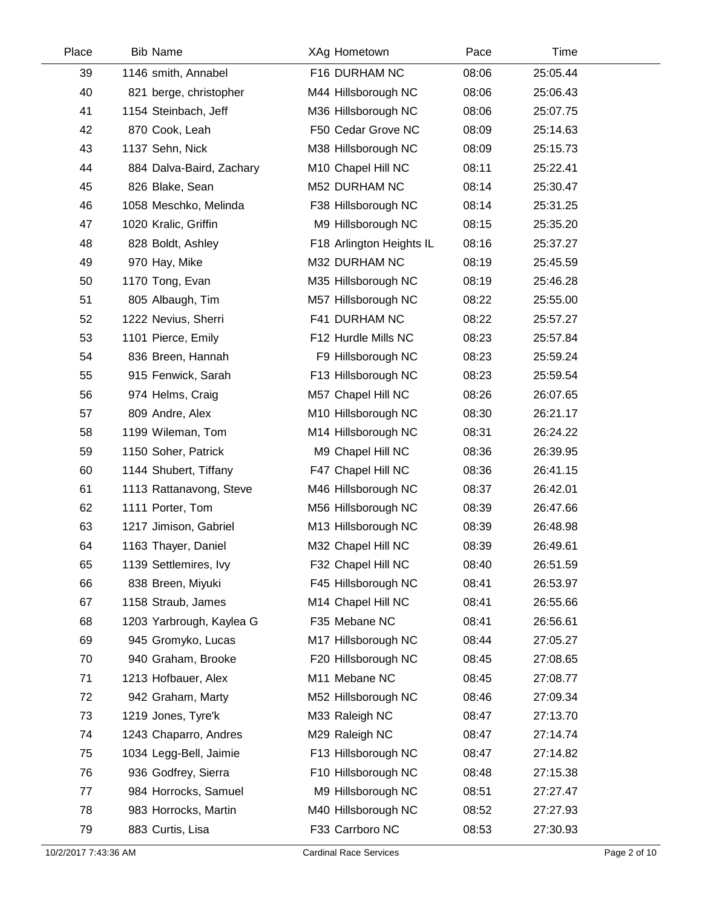| Place | Bib | Name | XAg | Hometown | Pace | Time |
|---|---|---|---|---|---|---|
| 39 | 1146 | smith, Annabel | F16 | DURHAM NC | 08:06 | 25:05.44 |
| 40 | 821 | berge, christopher | M44 | Hillsborough NC | 08:06 | 25:06.43 |
| 41 | 1154 | Steinbach, Jeff | M36 | Hillsborough NC | 08:06 | 25:07.75 |
| 42 | 870 | Cook, Leah | F50 | Cedar Grove NC | 08:09 | 25:14.63 |
| 43 | 1137 | Sehn, Nick | M38 | Hillsborough NC | 08:09 | 25:15.73 |
| 44 | 884 | Dalva-Baird, Zachary | M10 | Chapel Hill NC | 08:11 | 25:22.41 |
| 45 | 826 | Blake, Sean | M52 | DURHAM NC | 08:14 | 25:30.47 |
| 46 | 1058 | Meschko, Melinda | F38 | Hillsborough NC | 08:14 | 25:31.25 |
| 47 | 1020 | Kralic, Griffin | M9 | Hillsborough NC | 08:15 | 25:35.20 |
| 48 | 828 | Boldt, Ashley | F18 | Arlington Heights IL | 08:16 | 25:37.27 |
| 49 | 970 | Hay, Mike | M32 | DURHAM NC | 08:19 | 25:45.59 |
| 50 | 1170 | Tong, Evan | M35 | Hillsborough NC | 08:19 | 25:46.28 |
| 51 | 805 | Albaugh, Tim | M57 | Hillsborough NC | 08:22 | 25:55.00 |
| 52 | 1222 | Nevius, Sherri | F41 | DURHAM NC | 08:22 | 25:57.27 |
| 53 | 1101 | Pierce, Emily | F12 | Hurdle Mills NC | 08:23 | 25:57.84 |
| 54 | 836 | Breen, Hannah | F9 | Hillsborough NC | 08:23 | 25:59.24 |
| 55 | 915 | Fenwick, Sarah | F13 | Hillsborough NC | 08:23 | 25:59.54 |
| 56 | 974 | Helms, Craig | M57 | Chapel Hill NC | 08:26 | 26:07.65 |
| 57 | 809 | Andre, Alex | M10 | Hillsborough NC | 08:30 | 26:21.17 |
| 58 | 1199 | Wileman, Tom | M14 | Hillsborough NC | 08:31 | 26:24.22 |
| 59 | 1150 | Soher, Patrick | M9 | Chapel Hill NC | 08:36 | 26:39.95 |
| 60 | 1144 | Shubert, Tiffany | F47 | Chapel Hill NC | 08:36 | 26:41.15 |
| 61 | 1113 | Rattanavong, Steve | M46 | Hillsborough NC | 08:37 | 26:42.01 |
| 62 | 1111 | Porter, Tom | M56 | Hillsborough NC | 08:39 | 26:47.66 |
| 63 | 1217 | Jimison, Gabriel | M13 | Hillsborough NC | 08:39 | 26:48.98 |
| 64 | 1163 | Thayer, Daniel | M32 | Chapel Hill NC | 08:39 | 26:49.61 |
| 65 | 1139 | Settlemires, Ivy | F32 | Chapel Hill NC | 08:40 | 26:51.59 |
| 66 | 838 | Breen, Miyuki | F45 | Hillsborough NC | 08:41 | 26:53.97 |
| 67 | 1158 | Straub, James | M14 | Chapel Hill NC | 08:41 | 26:55.66 |
| 68 | 1203 | Yarbrough, Kaylea G | F35 | Mebane NC | 08:41 | 26:56.61 |
| 69 | 945 | Gromyko, Lucas | M17 | Hillsborough NC | 08:44 | 27:05.27 |
| 70 | 940 | Graham, Brooke | F20 | Hillsborough NC | 08:45 | 27:08.65 |
| 71 | 1213 | Hofbauer, Alex | M11 | Mebane NC | 08:45 | 27:08.77 |
| 72 | 942 | Graham, Marty | M52 | Hillsborough NC | 08:46 | 27:09.34 |
| 73 | 1219 | Jones, Tyre'k | M33 | Raleigh NC | 08:47 | 27:13.70 |
| 74 | 1243 | Chaparro, Andres | M29 | Raleigh NC | 08:47 | 27:14.74 |
| 75 | 1034 | Legg-Bell, Jaimie | F13 | Hillsborough NC | 08:47 | 27:14.82 |
| 76 | 936 | Godfrey, Sierra | F10 | Hillsborough NC | 08:48 | 27:15.38 |
| 77 | 984 | Horrocks, Samuel | M9 | Hillsborough NC | 08:51 | 27:27.47 |
| 78 | 983 | Horrocks, Martin | M40 | Hillsborough NC | 08:52 | 27:27.93 |
| 79 | 883 | Curtis, Lisa | F33 | Carrboro NC | 08:53 | 27:30.93 |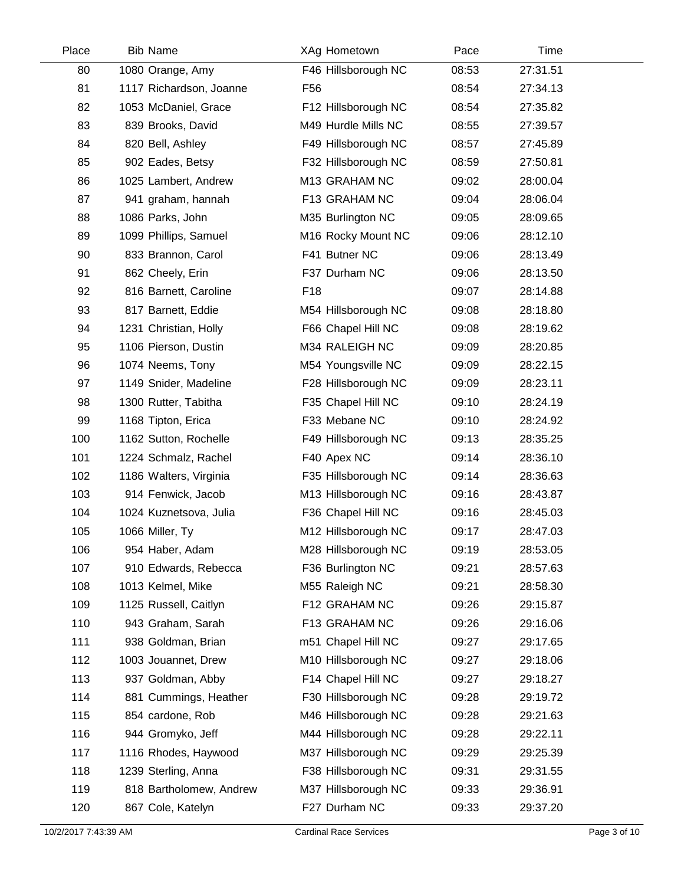| Place | Bib | Name | XAg | Hometown | Pace | Time |
|---|---|---|---|---|---|---|
| 80 | 1080 | Orange, Amy | F46 | Hillsborough NC | 08:53 | 27:31.51 |
| 81 | 1117 | Richardson, Joanne | F56 | | 08:54 | 27:34.13 |
| 82 | 1053 | McDaniel, Grace | F12 | Hillsborough NC | 08:54 | 27:35.82 |
| 83 | 839 | Brooks, David | M49 | Hurdle Mills NC | 08:55 | 27:39.57 |
| 84 | 820 | Bell, Ashley | F49 | Hillsborough NC | 08:57 | 27:45.89 |
| 85 | 902 | Eades, Betsy | F32 | Hillsborough NC | 08:59 | 27:50.81 |
| 86 | 1025 | Lambert, Andrew | M13 | GRAHAM NC | 09:02 | 28:00.04 |
| 87 | 941 | graham, hannah | F13 | GRAHAM NC | 09:04 | 28:06.04 |
| 88 | 1086 | Parks, John | M35 | Burlington NC | 09:05 | 28:09.65 |
| 89 | 1099 | Phillips, Samuel | M16 | Rocky Mount NC | 09:06 | 28:12.10 |
| 90 | 833 | Brannon, Carol | F41 | Butner NC | 09:06 | 28:13.49 |
| 91 | 862 | Cheely, Erin | F37 | Durham NC | 09:06 | 28:13.50 |
| 92 | 816 | Barnett, Caroline | F18 | | 09:07 | 28:14.88 |
| 93 | 817 | Barnett, Eddie | M54 | Hillsborough NC | 09:08 | 28:18.80 |
| 94 | 1231 | Christian, Holly | F66 | Chapel Hill NC | 09:08 | 28:19.62 |
| 95 | 1106 | Pierson, Dustin | M34 | RALEIGH NC | 09:09 | 28:20.85 |
| 96 | 1074 | Neems, Tony | M54 | Youngsville NC | 09:09 | 28:22.15 |
| 97 | 1149 | Snider, Madeline | F28 | Hillsborough NC | 09:09 | 28:23.11 |
| 98 | 1300 | Rutter, Tabitha | F35 | Chapel Hill NC | 09:10 | 28:24.19 |
| 99 | 1168 | Tipton, Erica | F33 | Mebane NC | 09:10 | 28:24.92 |
| 100 | 1162 | Sutton, Rochelle | F49 | Hillsborough NC | 09:13 | 28:35.25 |
| 101 | 1224 | Schmalz, Rachel | F40 | Apex NC | 09:14 | 28:36.10 |
| 102 | 1186 | Walters, Virginia | F35 | Hillsborough NC | 09:14 | 28:36.63 |
| 103 | 914 | Fenwick, Jacob | M13 | Hillsborough NC | 09:16 | 28:43.87 |
| 104 | 1024 | Kuznetsova, Julia | F36 | Chapel Hill NC | 09:16 | 28:45.03 |
| 105 | 1066 | Miller, Ty | M12 | Hillsborough NC | 09:17 | 28:47.03 |
| 106 | 954 | Haber, Adam | M28 | Hillsborough NC | 09:19 | 28:53.05 |
| 107 | 910 | Edwards, Rebecca | F36 | Burlington NC | 09:21 | 28:57.63 |
| 108 | 1013 | Kelmel, Mike | M55 | Raleigh NC | 09:21 | 28:58.30 |
| 109 | 1125 | Russell, Caitlyn | F12 | GRAHAM NC | 09:26 | 29:15.87 |
| 110 | 943 | Graham, Sarah | F13 | GRAHAM NC | 09:26 | 29:16.06 |
| 111 | 938 | Goldman, Brian | m51 | Chapel Hill NC | 09:27 | 29:17.65 |
| 112 | 1003 | Jouannet, Drew | M10 | Hillsborough NC | 09:27 | 29:18.06 |
| 113 | 937 | Goldman, Abby | F14 | Chapel Hill NC | 09:27 | 29:18.27 |
| 114 | 881 | Cummings, Heather | F30 | Hillsborough NC | 09:28 | 29:19.72 |
| 115 | 854 | cardone, Rob | M46 | Hillsborough NC | 09:28 | 29:21.63 |
| 116 | 944 | Gromyko, Jeff | M44 | Hillsborough NC | 09:28 | 29:22.11 |
| 117 | 1116 | Rhodes, Haywood | M37 | Hillsborough NC | 09:29 | 29:25.39 |
| 118 | 1239 | Sterling, Anna | F38 | Hillsborough NC | 09:31 | 29:31.55 |
| 119 | 818 | Bartholomew, Andrew | M37 | Hillsborough NC | 09:33 | 29:36.91 |
| 120 | 867 | Cole, Katelyn | F27 | Durham NC | 09:33 | 29:37.20 |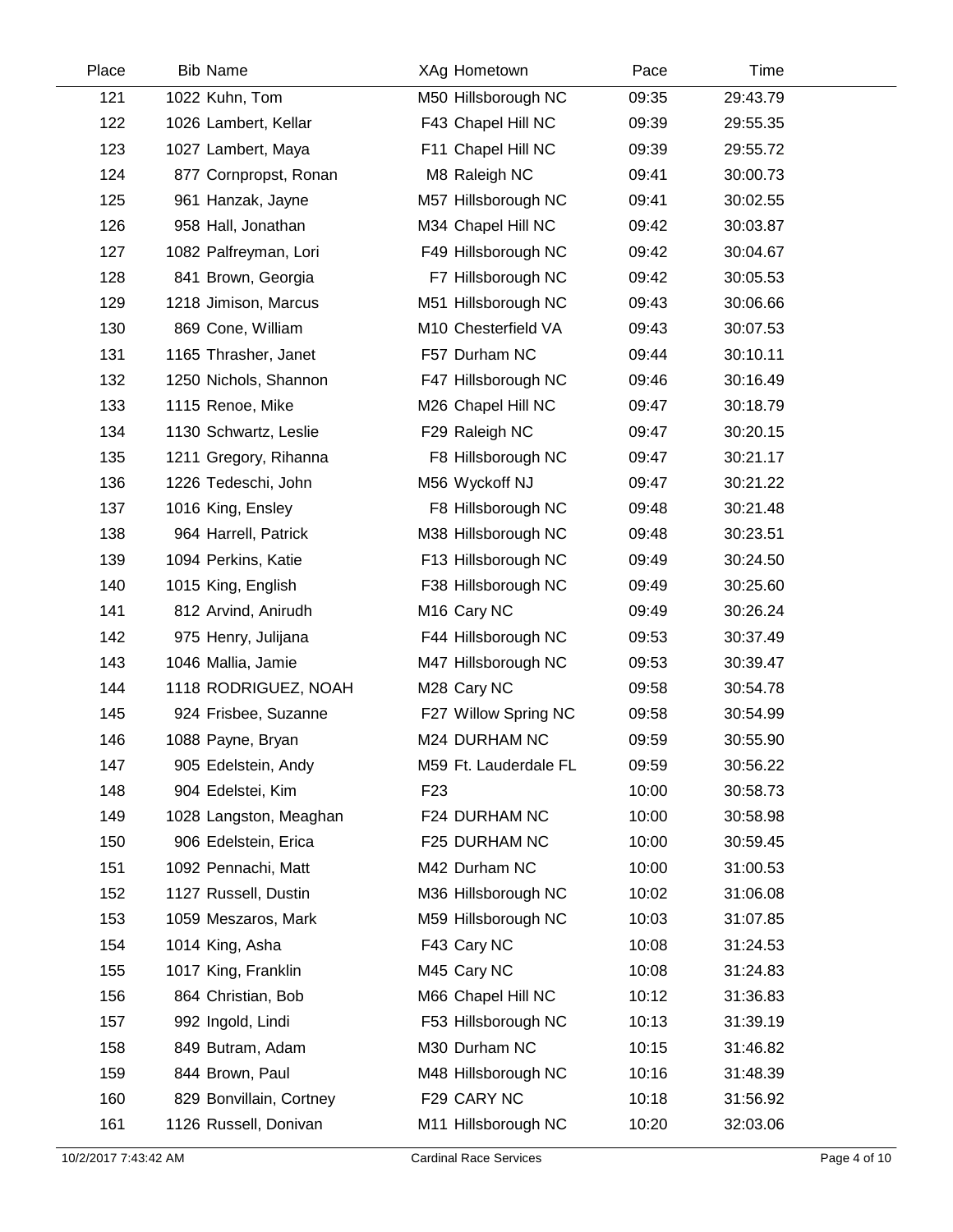| Place | Bib | Name | XAg | Hometown | Pace | Time |
|---|---|---|---|---|---|---|
| 121 | 1022 | Kuhn, Tom | M50 | Hillsborough NC | 09:35 | 29:43.79 |
| 122 | 1026 | Lambert, Kellar | F43 | Chapel Hill NC | 09:39 | 29:55.35 |
| 123 | 1027 | Lambert, Maya | F11 | Chapel Hill NC | 09:39 | 29:55.72 |
| 124 | 877 | Cornpropst, Ronan | M8 | Raleigh NC | 09:41 | 30:00.73 |
| 125 | 961 | Hanzak, Jayne | M57 | Hillsborough NC | 09:41 | 30:02.55 |
| 126 | 958 | Hall, Jonathan | M34 | Chapel Hill NC | 09:42 | 30:03.87 |
| 127 | 1082 | Palfreyman, Lori | F49 | Hillsborough NC | 09:42 | 30:04.67 |
| 128 | 841 | Brown, Georgia | F7 | Hillsborough NC | 09:42 | 30:05.53 |
| 129 | 1218 | Jimison, Marcus | M51 | Hillsborough NC | 09:43 | 30:06.66 |
| 130 | 869 | Cone, William | M10 | Chesterfield VA | 09:43 | 30:07.53 |
| 131 | 1165 | Thrasher, Janet | F57 | Durham NC | 09:44 | 30:10.11 |
| 132 | 1250 | Nichols, Shannon | F47 | Hillsborough NC | 09:46 | 30:16.49 |
| 133 | 1115 | Renoe, Mike | M26 | Chapel Hill NC | 09:47 | 30:18.79 |
| 134 | 1130 | Schwartz, Leslie | F29 | Raleigh NC | 09:47 | 30:20.15 |
| 135 | 1211 | Gregory, Rihanna | F8 | Hillsborough NC | 09:47 | 30:21.17 |
| 136 | 1226 | Tedeschi, John | M56 | Wyckoff NJ | 09:47 | 30:21.22 |
| 137 | 1016 | King, Ensley | F8 | Hillsborough NC | 09:48 | 30:21.48 |
| 138 | 964 | Harrell, Patrick | M38 | Hillsborough NC | 09:48 | 30:23.51 |
| 139 | 1094 | Perkins, Katie | F13 | Hillsborough NC | 09:49 | 30:24.50 |
| 140 | 1015 | King, English | F38 | Hillsborough NC | 09:49 | 30:25.60 |
| 141 | 812 | Arvind, Anirudh | M16 | Cary NC | 09:49 | 30:26.24 |
| 142 | 975 | Henry, Julijana | F44 | Hillsborough NC | 09:53 | 30:37.49 |
| 143 | 1046 | Mallia, Jamie | M47 | Hillsborough NC | 09:53 | 30:39.47 |
| 144 | 1118 | RODRIGUEZ, NOAH | M28 | Cary NC | 09:58 | 30:54.78 |
| 145 | 924 | Frisbee, Suzanne | F27 | Willow Spring NC | 09:58 | 30:54.99 |
| 146 | 1088 | Payne, Bryan | M24 | DURHAM NC | 09:59 | 30:55.90 |
| 147 | 905 | Edelstein, Andy | M59 | Ft. Lauderdale FL | 09:59 | 30:56.22 |
| 148 | 904 | Edelstei, Kim | F23 | | 10:00 | 30:58.73 |
| 149 | 1028 | Langston, Meaghan | F24 | DURHAM NC | 10:00 | 30:58.98 |
| 150 | 906 | Edelstein, Erica | F25 | DURHAM NC | 10:00 | 30:59.45 |
| 151 | 1092 | Pennachi, Matt | M42 | Durham NC | 10:00 | 31:00.53 |
| 152 | 1127 | Russell, Dustin | M36 | Hillsborough NC | 10:02 | 31:06.08 |
| 153 | 1059 | Meszaros, Mark | M59 | Hillsborough NC | 10:03 | 31:07.85 |
| 154 | 1014 | King, Asha | F43 | Cary NC | 10:08 | 31:24.53 |
| 155 | 1017 | King, Franklin | M45 | Cary NC | 10:08 | 31:24.83 |
| 156 | 864 | Christian, Bob | M66 | Chapel Hill NC | 10:12 | 31:36.83 |
| 157 | 992 | Ingold, Lindi | F53 | Hillsborough NC | 10:13 | 31:39.19 |
| 158 | 849 | Butram, Adam | M30 | Durham NC | 10:15 | 31:46.82 |
| 159 | 844 | Brown, Paul | M48 | Hillsborough NC | 10:16 | 31:48.39 |
| 160 | 829 | Bonvillain, Cortney | F29 | CARY NC | 10:18 | 31:56.92 |
| 161 | 1126 | Russell, Donivan | M11 | Hillsborough NC | 10:20 | 32:03.06 |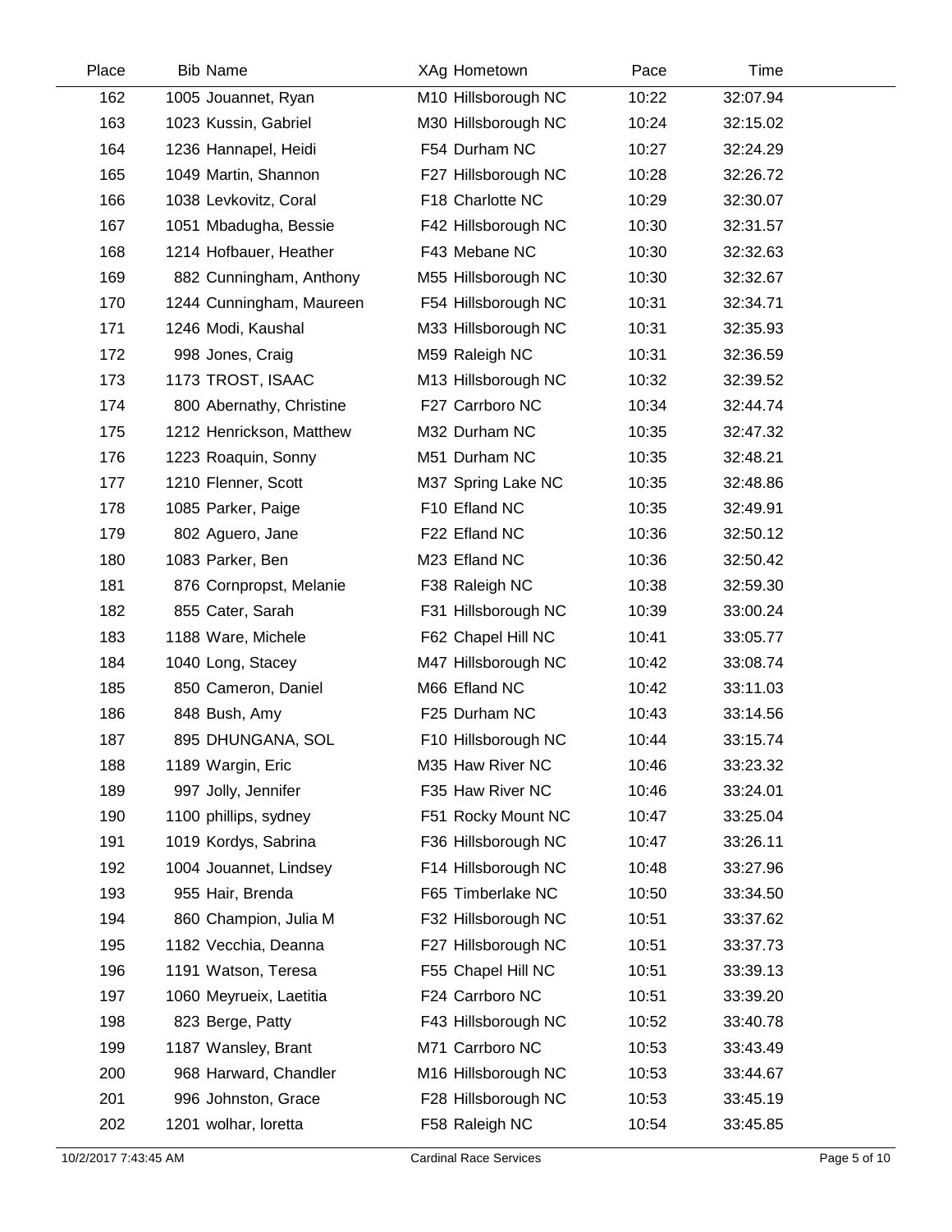| Place | Bib | Name | XAg | Hometown | Pace | Time |
|---|---|---|---|---|---|---|
| 162 | 1005 | Jouannet, Ryan | M10 | Hillsborough NC | 10:22 | 32:07.94 |
| 163 | 1023 | Kussin, Gabriel | M30 | Hillsborough NC | 10:24 | 32:15.02 |
| 164 | 1236 | Hannapel, Heidi | F54 | Durham NC | 10:27 | 32:24.29 |
| 165 | 1049 | Martin, Shannon | F27 | Hillsborough NC | 10:28 | 32:26.72 |
| 166 | 1038 | Levkovitz, Coral | F18 | Charlotte NC | 10:29 | 32:30.07 |
| 167 | 1051 | Mbadugha, Bessie | F42 | Hillsborough NC | 10:30 | 32:31.57 |
| 168 | 1214 | Hofbauer, Heather | F43 | Mebane NC | 10:30 | 32:32.63 |
| 169 | 882 | Cunningham, Anthony | M55 | Hillsborough NC | 10:30 | 32:32.67 |
| 170 | 1244 | Cunningham, Maureen | F54 | Hillsborough NC | 10:31 | 32:34.71 |
| 171 | 1246 | Modi, Kaushal | M33 | Hillsborough NC | 10:31 | 32:35.93 |
| 172 | 998 | Jones, Craig | M59 | Raleigh NC | 10:31 | 32:36.59 |
| 173 | 1173 | TROST, ISAAC | M13 | Hillsborough NC | 10:32 | 32:39.52 |
| 174 | 800 | Abernathy, Christine | F27 | Carrboro NC | 10:34 | 32:44.74 |
| 175 | 1212 | Henrickson, Matthew | M32 | Durham NC | 10:35 | 32:47.32 |
| 176 | 1223 | Roaquin, Sonny | M51 | Durham NC | 10:35 | 32:48.21 |
| 177 | 1210 | Flenner, Scott | M37 | Spring Lake NC | 10:35 | 32:48.86 |
| 178 | 1085 | Parker, Paige | F10 | Efland NC | 10:35 | 32:49.91 |
| 179 | 802 | Aguero, Jane | F22 | Efland NC | 10:36 | 32:50.12 |
| 180 | 1083 | Parker, Ben | M23 | Efland NC | 10:36 | 32:50.42 |
| 181 | 876 | Cornpropst, Melanie | F38 | Raleigh NC | 10:38 | 32:59.30 |
| 182 | 855 | Cater, Sarah | F31 | Hillsborough NC | 10:39 | 33:00.24 |
| 183 | 1188 | Ware, Michele | F62 | Chapel Hill NC | 10:41 | 33:05.77 |
| 184 | 1040 | Long, Stacey | M47 | Hillsborough NC | 10:42 | 33:08.74 |
| 185 | 850 | Cameron, Daniel | M66 | Efland NC | 10:42 | 33:11.03 |
| 186 | 848 | Bush, Amy | F25 | Durham NC | 10:43 | 33:14.56 |
| 187 | 895 | DHUNGANA, SOL | F10 | Hillsborough NC | 10:44 | 33:15.74 |
| 188 | 1189 | Wargin, Eric | M35 | Haw River NC | 10:46 | 33:23.32 |
| 189 | 997 | Jolly, Jennifer | F35 | Haw River NC | 10:46 | 33:24.01 |
| 190 | 1100 | phillips, sydney | F51 | Rocky Mount NC | 10:47 | 33:25.04 |
| 191 | 1019 | Kordys, Sabrina | F36 | Hillsborough NC | 10:47 | 33:26.11 |
| 192 | 1004 | Jouannet, Lindsey | F14 | Hillsborough NC | 10:48 | 33:27.96 |
| 193 | 955 | Hair, Brenda | F65 | Timberlake NC | 10:50 | 33:34.50 |
| 194 | 860 | Champion, Julia M | F32 | Hillsborough NC | 10:51 | 33:37.62 |
| 195 | 1182 | Vecchia, Deanna | F27 | Hillsborough NC | 10:51 | 33:37.73 |
| 196 | 1191 | Watson, Teresa | F55 | Chapel Hill NC | 10:51 | 33:39.13 |
| 197 | 1060 | Meyrueix, Laetitia | F24 | Carrboro NC | 10:51 | 33:39.20 |
| 198 | 823 | Berge, Patty | F43 | Hillsborough NC | 10:52 | 33:40.78 |
| 199 | 1187 | Wansley, Brant | M71 | Carrboro NC | 10:53 | 33:43.49 |
| 200 | 968 | Harward, Chandler | M16 | Hillsborough NC | 10:53 | 33:44.67 |
| 201 | 996 | Johnston, Grace | F28 | Hillsborough NC | 10:53 | 33:45.19 |
| 202 | 1201 | wolhar, loretta | F58 | Raleigh NC | 10:54 | 33:45.85 |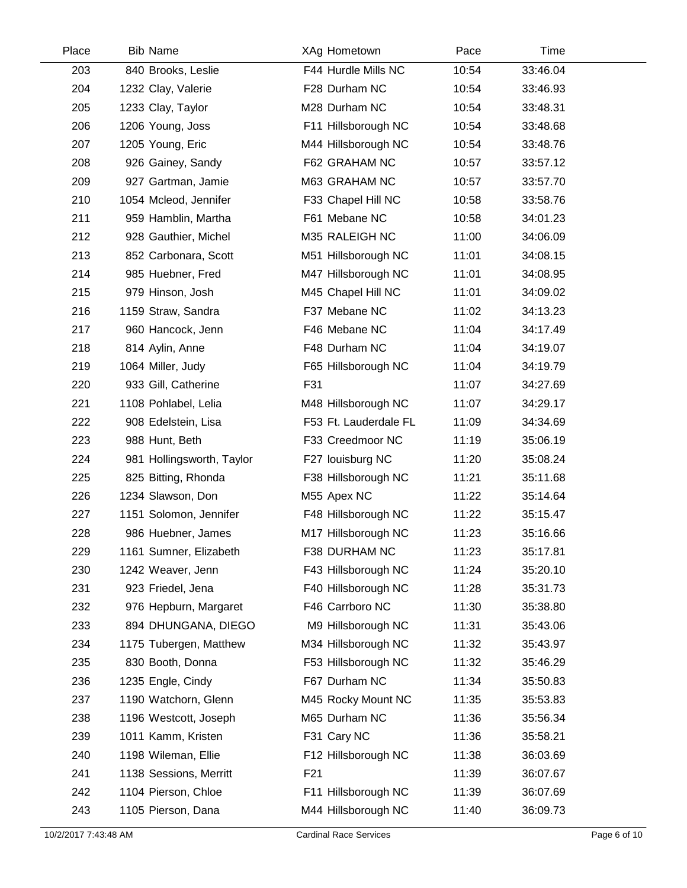| Place | Bib | Name | XAg | Hometown | Pace | Time |
|---|---|---|---|---|---|---|
| 203 | 840 | Brooks, Leslie | F44 | Hurdle Mills NC | 10:54 | 33:46.04 |
| 204 | 1232 | Clay, Valerie | F28 | Durham NC | 10:54 | 33:46.93 |
| 205 | 1233 | Clay, Taylor | M28 | Durham NC | 10:54 | 33:48.31 |
| 206 | 1206 | Young, Joss | F11 | Hillsborough NC | 10:54 | 33:48.68 |
| 207 | 1205 | Young, Eric | M44 | Hillsborough NC | 10:54 | 33:48.76 |
| 208 | 926 | Gainey, Sandy | F62 | GRAHAM NC | 10:57 | 33:57.12 |
| 209 | 927 | Gartman, Jamie | M63 | GRAHAM NC | 10:57 | 33:57.70 |
| 210 | 1054 | Mcleod, Jennifer | F33 | Chapel Hill NC | 10:58 | 33:58.76 |
| 211 | 959 | Hamblin, Martha | F61 | Mebane NC | 10:58 | 34:01.23 |
| 212 | 928 | Gauthier, Michel | M35 | RALEIGH NC | 11:00 | 34:06.09 |
| 213 | 852 | Carbonara, Scott | M51 | Hillsborough NC | 11:01 | 34:08.15 |
| 214 | 985 | Huebner, Fred | M47 | Hillsborough NC | 11:01 | 34:08.95 |
| 215 | 979 | Hinson, Josh | M45 | Chapel Hill NC | 11:01 | 34:09.02 |
| 216 | 1159 | Straw, Sandra | F37 | Mebane NC | 11:02 | 34:13.23 |
| 217 | 960 | Hancock, Jenn | F46 | Mebane NC | 11:04 | 34:17.49 |
| 218 | 814 | Aylin, Anne | F48 | Durham NC | 11:04 | 34:19.07 |
| 219 | 1064 | Miller, Judy | F65 | Hillsborough NC | 11:04 | 34:19.79 |
| 220 | 933 | Gill, Catherine | F31 | | 11:07 | 34:27.69 |
| 221 | 1108 | Pohlabel, Lelia | M48 | Hillsborough NC | 11:07 | 34:29.17 |
| 222 | 908 | Edelstein, Lisa | F53 | Ft. Lauderdale FL | 11:09 | 34:34.69 |
| 223 | 988 | Hunt, Beth | F33 | Creedmoor NC | 11:19 | 35:06.19 |
| 224 | 981 | Hollingsworth, Taylor | F27 | louisburg NC | 11:20 | 35:08.24 |
| 225 | 825 | Bitting, Rhonda | F38 | Hillsborough NC | 11:21 | 35:11.68 |
| 226 | 1234 | Slawson, Don | M55 | Apex NC | 11:22 | 35:14.64 |
| 227 | 1151 | Solomon, Jennifer | F48 | Hillsborough NC | 11:22 | 35:15.47 |
| 228 | 986 | Huebner, James | M17 | Hillsborough NC | 11:23 | 35:16.66 |
| 229 | 1161 | Sumner, Elizabeth | F38 | DURHAM NC | 11:23 | 35:17.81 |
| 230 | 1242 | Weaver, Jenn | F43 | Hillsborough NC | 11:24 | 35:20.10 |
| 231 | 923 | Friedel, Jena | F40 | Hillsborough NC | 11:28 | 35:31.73 |
| 232 | 976 | Hepburn, Margaret | F46 | Carrboro NC | 11:30 | 35:38.80 |
| 233 | 894 | DHUNGANA, DIEGO | M9 | Hillsborough NC | 11:31 | 35:43.06 |
| 234 | 1175 | Tubergen, Matthew | M34 | Hillsborough NC | 11:32 | 35:43.97 |
| 235 | 830 | Booth, Donna | F53 | Hillsborough NC | 11:32 | 35:46.29 |
| 236 | 1235 | Engle, Cindy | F67 | Durham NC | 11:34 | 35:50.83 |
| 237 | 1190 | Watchorn, Glenn | M45 | Rocky Mount NC | 11:35 | 35:53.83 |
| 238 | 1196 | Westcott, Joseph | M65 | Durham NC | 11:36 | 35:56.34 |
| 239 | 1011 | Kamm, Kristen | F31 | Cary NC | 11:36 | 35:58.21 |
| 240 | 1198 | Wileman, Ellie | F12 | Hillsborough NC | 11:38 | 36:03.69 |
| 241 | 1138 | Sessions, Merritt | F21 | | 11:39 | 36:07.67 |
| 242 | 1104 | Pierson, Chloe | F11 | Hillsborough NC | 11:39 | 36:07.69 |
| 243 | 1105 | Pierson, Dana | M44 | Hillsborough NC | 11:40 | 36:09.73 |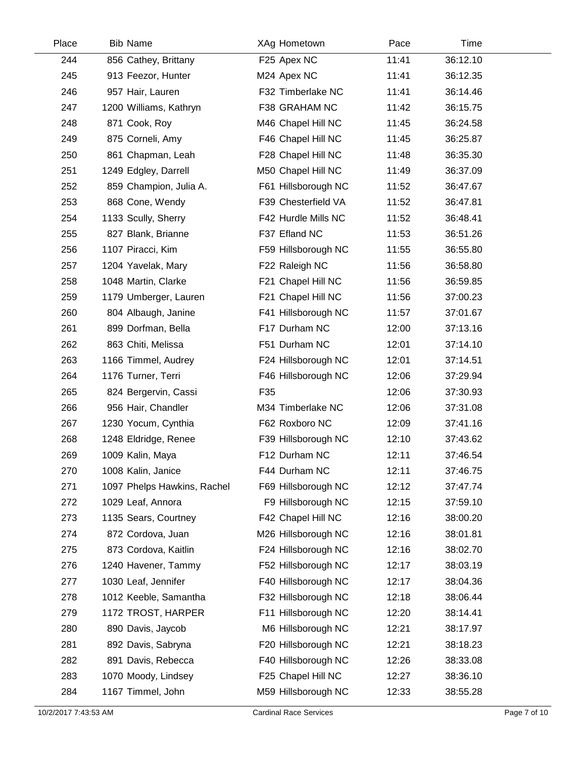| Place | Bib | Name | XAg | Hometown | Pace | Time |
|---|---|---|---|---|---|---|
| 244 | 856 | Cathey, Brittany | F25 | Apex NC | 11:41 | 36:12.10 |
| 245 | 913 | Feezor, Hunter | M24 | Apex NC | 11:41 | 36:12.35 |
| 246 | 957 | Hair, Lauren | F32 | Timberlake NC | 11:41 | 36:14.46 |
| 247 | 1200 | Williams, Kathryn | F38 | GRAHAM NC | 11:42 | 36:15.75 |
| 248 | 871 | Cook, Roy | M46 | Chapel Hill NC | 11:45 | 36:24.58 |
| 249 | 875 | Corneli, Amy | F46 | Chapel Hill NC | 11:45 | 36:25.87 |
| 250 | 861 | Chapman, Leah | F28 | Chapel Hill NC | 11:48 | 36:35.30 |
| 251 | 1249 | Edgley, Darrell | M50 | Chapel Hill NC | 11:49 | 36:37.09 |
| 252 | 859 | Champion, Julia A. | F61 | Hillsborough NC | 11:52 | 36:47.67 |
| 253 | 868 | Cone, Wendy | F39 | Chesterfield VA | 11:52 | 36:47.81 |
| 254 | 1133 | Scully, Sherry | F42 | Hurdle Mills NC | 11:52 | 36:48.41 |
| 255 | 827 | Blank, Brianne | F37 | Efland NC | 11:53 | 36:51.26 |
| 256 | 1107 | Piracci, Kim | F59 | Hillsborough NC | 11:55 | 36:55.80 |
| 257 | 1204 | Yavelak, Mary | F22 | Raleigh NC | 11:56 | 36:58.80 |
| 258 | 1048 | Martin, Clarke | F21 | Chapel Hill NC | 11:56 | 36:59.85 |
| 259 | 1179 | Umberger, Lauren | F21 | Chapel Hill NC | 11:56 | 37:00.23 |
| 260 | 804 | Albaugh, Janine | F41 | Hillsborough NC | 11:57 | 37:01.67 |
| 261 | 899 | Dorfman, Bella | F17 | Durham NC | 12:00 | 37:13.16 |
| 262 | 863 | Chiti, Melissa | F51 | Durham NC | 12:01 | 37:14.10 |
| 263 | 1166 | Timmel, Audrey | F24 | Hillsborough NC | 12:01 | 37:14.51 |
| 264 | 1176 | Turner, Terri | F46 | Hillsborough NC | 12:06 | 37:29.94 |
| 265 | 824 | Bergervin, Cassi | F35 | | 12:06 | 37:30.93 |
| 266 | 956 | Hair, Chandler | M34 | Timberlake NC | 12:06 | 37:31.08 |
| 267 | 1230 | Yocum, Cynthia | F62 | Roxboro NC | 12:09 | 37:41.16 |
| 268 | 1248 | Eldridge, Renee | F39 | Hillsborough NC | 12:10 | 37:43.62 |
| 269 | 1009 | Kalin, Maya | F12 | Durham NC | 12:11 | 37:46.54 |
| 270 | 1008 | Kalin, Janice | F44 | Durham NC | 12:11 | 37:46.75 |
| 271 | 1097 | Phelps Hawkins, Rachel | F69 | Hillsborough NC | 12:12 | 37:47.74 |
| 272 | 1029 | Leaf, Annora | F9 | Hillsborough NC | 12:15 | 37:59.10 |
| 273 | 1135 | Sears, Courtney | F42 | Chapel Hill NC | 12:16 | 38:00.20 |
| 274 | 872 | Cordova, Juan | M26 | Hillsborough NC | 12:16 | 38:01.81 |
| 275 | 873 | Cordova, Kaitlin | F24 | Hillsborough NC | 12:16 | 38:02.70 |
| 276 | 1240 | Havener, Tammy | F52 | Hillsborough NC | 12:17 | 38:03.19 |
| 277 | 1030 | Leaf, Jennifer | F40 | Hillsborough NC | 12:17 | 38:04.36 |
| 278 | 1012 | Keeble, Samantha | F32 | Hillsborough NC | 12:18 | 38:06.44 |
| 279 | 1172 | TROST, HARPER | F11 | Hillsborough NC | 12:20 | 38:14.41 |
| 280 | 890 | Davis, Jaycob | M6 | Hillsborough NC | 12:21 | 38:17.97 |
| 281 | 892 | Davis, Sabryna | F20 | Hillsborough NC | 12:21 | 38:18.23 |
| 282 | 891 | Davis, Rebecca | F40 | Hillsborough NC | 12:26 | 38:33.08 |
| 283 | 1070 | Moody, Lindsey | F25 | Chapel Hill NC | 12:27 | 38:36.10 |
| 284 | 1167 | Timmel, John | M59 | Hillsborough NC | 12:33 | 38:55.28 |

10/2/2017 7:43:53 AM — Cardinal Race Services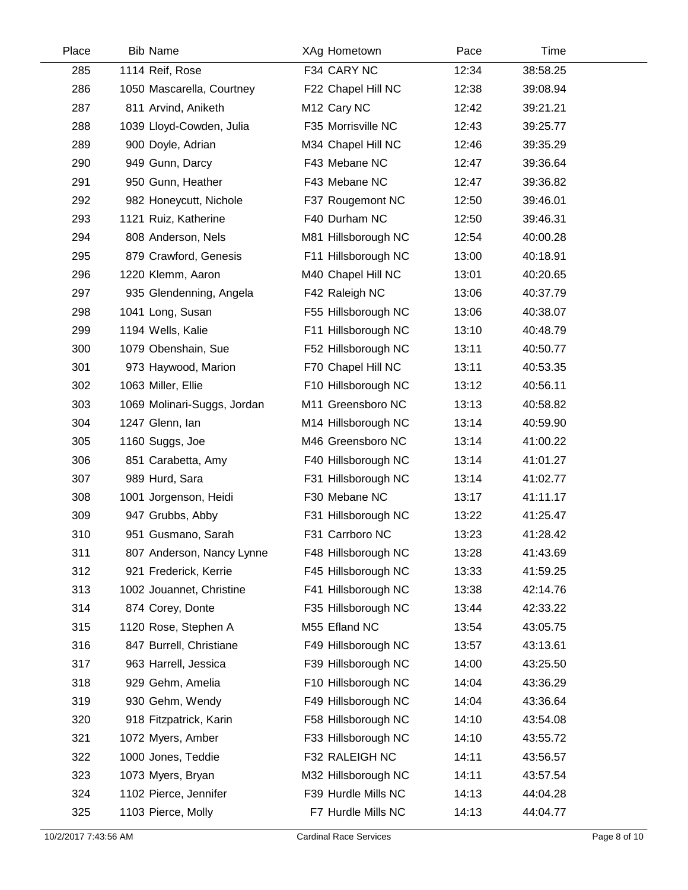| Place | Bib | Name | XAg | Hometown | Pace | Time |
|---|---|---|---|---|---|---|
| 285 | 1114 | Reif, Rose | F34 | CARY NC | 12:34 | 38:58.25 |
| 286 | 1050 | Mascarella, Courtney | F22 | Chapel Hill NC | 12:38 | 39:08.94 |
| 287 | 811 | Arvind, Aniketh | M12 | Cary NC | 12:42 | 39:21.21 |
| 288 | 1039 | Lloyd-Cowden, Julia | F35 | Morrisville NC | 12:43 | 39:25.77 |
| 289 | 900 | Doyle, Adrian | M34 | Chapel Hill NC | 12:46 | 39:35.29 |
| 290 | 949 | Gunn, Darcy | F43 | Mebane NC | 12:47 | 39:36.64 |
| 291 | 950 | Gunn, Heather | F43 | Mebane NC | 12:47 | 39:36.82 |
| 292 | 982 | Honeycutt, Nichole | F37 | Rougemont NC | 12:50 | 39:46.01 |
| 293 | 1121 | Ruiz, Katherine | F40 | Durham NC | 12:50 | 39:46.31 |
| 294 | 808 | Anderson, Nels | M81 | Hillsborough NC | 12:54 | 40:00.28 |
| 295 | 879 | Crawford, Genesis | F11 | Hillsborough NC | 13:00 | 40:18.91 |
| 296 | 1220 | Klemm, Aaron | M40 | Chapel Hill NC | 13:01 | 40:20.65 |
| 297 | 935 | Glendenning, Angela | F42 | Raleigh NC | 13:06 | 40:37.79 |
| 298 | 1041 | Long, Susan | F55 | Hillsborough NC | 13:06 | 40:38.07 |
| 299 | 1194 | Wells, Kalie | F11 | Hillsborough NC | 13:10 | 40:48.79 |
| 300 | 1079 | Obenshain, Sue | F52 | Hillsborough NC | 13:11 | 40:50.77 |
| 301 | 973 | Haywood, Marion | F70 | Chapel Hill NC | 13:11 | 40:53.35 |
| 302 | 1063 | Miller, Ellie | F10 | Hillsborough NC | 13:12 | 40:56.11 |
| 303 | 1069 | Molinari-Suggs, Jordan | M11 | Greensboro NC | 13:13 | 40:58.82 |
| 304 | 1247 | Glenn, Ian | M14 | Hillsborough NC | 13:14 | 40:59.90 |
| 305 | 1160 | Suggs, Joe | M46 | Greensboro NC | 13:14 | 41:00.22 |
| 306 | 851 | Carabetta, Amy | F40 | Hillsborough NC | 13:14 | 41:01.27 |
| 307 | 989 | Hurd, Sara | F31 | Hillsborough NC | 13:14 | 41:02.77 |
| 308 | 1001 | Jorgenson, Heidi | F30 | Mebane NC | 13:17 | 41:11.17 |
| 309 | 947 | Grubbs, Abby | F31 | Hillsborough NC | 13:22 | 41:25.47 |
| 310 | 951 | Gusmano, Sarah | F31 | Carrboro NC | 13:23 | 41:28.42 |
| 311 | 807 | Anderson, Nancy Lynne | F48 | Hillsborough NC | 13:28 | 41:43.69 |
| 312 | 921 | Frederick, Kerrie | F45 | Hillsborough NC | 13:33 | 41:59.25 |
| 313 | 1002 | Jouannet, Christine | F41 | Hillsborough NC | 13:38 | 42:14.76 |
| 314 | 874 | Corey, Donte | F35 | Hillsborough NC | 13:44 | 42:33.22 |
| 315 | 1120 | Rose, Stephen A | M55 | Efland NC | 13:54 | 43:05.75 |
| 316 | 847 | Burrell, Christiane | F49 | Hillsborough NC | 13:57 | 43:13.61 |
| 317 | 963 | Harrell, Jessica | F39 | Hillsborough NC | 14:00 | 43:25.50 |
| 318 | 929 | Gehm, Amelia | F10 | Hillsborough NC | 14:04 | 43:36.29 |
| 319 | 930 | Gehm, Wendy | F49 | Hillsborough NC | 14:04 | 43:36.64 |
| 320 | 918 | Fitzpatrick, Karin | F58 | Hillsborough NC | 14:10 | 43:54.08 |
| 321 | 1072 | Myers, Amber | F33 | Hillsborough NC | 14:10 | 43:55.72 |
| 322 | 1000 | Jones, Teddie | F32 | RALEIGH NC | 14:11 | 43:56.57 |
| 323 | 1073 | Myers, Bryan | M32 | Hillsborough NC | 14:11 | 43:57.54 |
| 324 | 1102 | Pierce, Jennifer | F39 | Hurdle Mills NC | 14:13 | 44:04.28 |
| 325 | 1103 | Pierce, Molly | F7 | Hurdle Mills NC | 14:13 | 44:04.77 |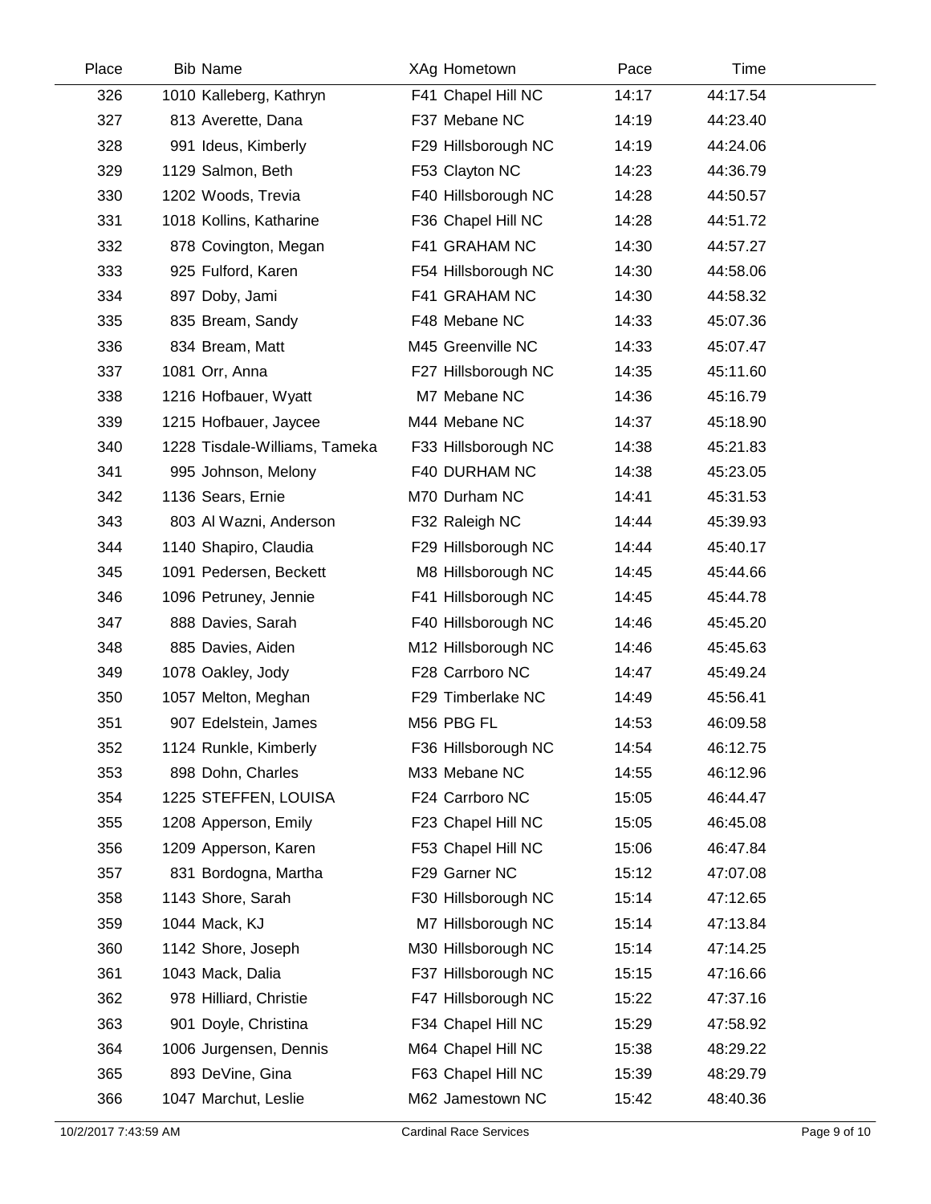| Place | Bib | Name | XAg | Hometown | Pace | Time |
|---|---|---|---|---|---|---|
| 326 | 1010 | Kalleberg, Kathryn | F41 | Chapel Hill NC | 14:17 | 44:17.54 |
| 327 | 813 | Averette, Dana | F37 | Mebane NC | 14:19 | 44:23.40 |
| 328 | 991 | Ideus, Kimberly | F29 | Hillsborough NC | 14:19 | 44:24.06 |
| 329 | 1129 | Salmon, Beth | F53 | Clayton NC | 14:23 | 44:36.79 |
| 330 | 1202 | Woods, Trevia | F40 | Hillsborough NC | 14:28 | 44:50.57 |
| 331 | 1018 | Kollins, Katharine | F36 | Chapel Hill NC | 14:28 | 44:51.72 |
| 332 | 878 | Covington, Megan | F41 | GRAHAM NC | 14:30 | 44:57.27 |
| 333 | 925 | Fulford, Karen | F54 | Hillsborough NC | 14:30 | 44:58.06 |
| 334 | 897 | Doby, Jami | F41 | GRAHAM NC | 14:30 | 44:58.32 |
| 335 | 835 | Bream, Sandy | F48 | Mebane NC | 14:33 | 45:07.36 |
| 336 | 834 | Bream, Matt | M45 | Greenville NC | 14:33 | 45:07.47 |
| 337 | 1081 | Orr, Anna | F27 | Hillsborough NC | 14:35 | 45:11.60 |
| 338 | 1216 | Hofbauer, Wyatt | M7 | Mebane NC | 14:36 | 45:16.79 |
| 339 | 1215 | Hofbauer, Jaycee | M44 | Mebane NC | 14:37 | 45:18.90 |
| 340 | 1228 | Tisdale-Williams, Tameka | F33 | Hillsborough NC | 14:38 | 45:21.83 |
| 341 | 995 | Johnson, Melony | F40 | DURHAM NC | 14:38 | 45:23.05 |
| 342 | 1136 | Sears, Ernie | M70 | Durham NC | 14:41 | 45:31.53 |
| 343 | 803 | Al Wazni, Anderson | F32 | Raleigh NC | 14:44 | 45:39.93 |
| 344 | 1140 | Shapiro, Claudia | F29 | Hillsborough NC | 14:44 | 45:40.17 |
| 345 | 1091 | Pedersen, Beckett | M8 | Hillsborough NC | 14:45 | 45:44.66 |
| 346 | 1096 | Petruney, Jennie | F41 | Hillsborough NC | 14:45 | 45:44.78 |
| 347 | 888 | Davies, Sarah | F40 | Hillsborough NC | 14:46 | 45:45.20 |
| 348 | 885 | Davies, Aiden | M12 | Hillsborough NC | 14:46 | 45:45.63 |
| 349 | 1078 | Oakley, Jody | F28 | Carrboro NC | 14:47 | 45:49.24 |
| 350 | 1057 | Melton, Meghan | F29 | Timberlake NC | 14:49 | 45:56.41 |
| 351 | 907 | Edelstein, James | M56 | PBG FL | 14:53 | 46:09.58 |
| 352 | 1124 | Runkle, Kimberly | F36 | Hillsborough NC | 14:54 | 46:12.75 |
| 353 | 898 | Dohn, Charles | M33 | Mebane NC | 14:55 | 46:12.96 |
| 354 | 1225 | STEFFEN, LOUISA | F24 | Carrboro NC | 15:05 | 46:44.47 |
| 355 | 1208 | Apperson, Emily | F23 | Chapel Hill NC | 15:05 | 46:45.08 |
| 356 | 1209 | Apperson, Karen | F53 | Chapel Hill NC | 15:06 | 46:47.84 |
| 357 | 831 | Bordogna, Martha | F29 | Garner NC | 15:12 | 47:07.08 |
| 358 | 1143 | Shore, Sarah | F30 | Hillsborough NC | 15:14 | 47:12.65 |
| 359 | 1044 | Mack, KJ | M7 | Hillsborough NC | 15:14 | 47:13.84 |
| 360 | 1142 | Shore, Joseph | M30 | Hillsborough NC | 15:14 | 47:14.25 |
| 361 | 1043 | Mack, Dalia | F37 | Hillsborough NC | 15:15 | 47:16.66 |
| 362 | 978 | Hilliard, Christie | F47 | Hillsborough NC | 15:22 | 47:37.16 |
| 363 | 901 | Doyle, Christina | F34 | Chapel Hill NC | 15:29 | 47:58.92 |
| 364 | 1006 | Jurgensen, Dennis | M64 | Chapel Hill NC | 15:38 | 48:29.22 |
| 365 | 893 | DeVine, Gina | F63 | Chapel Hill NC | 15:39 | 48:29.79 |
| 366 | 1047 | Marchut, Leslie | M62 | Jamestown NC | 15:42 | 48:40.36 |

10/2/2017 7:43:59 AM — Cardinal Race Services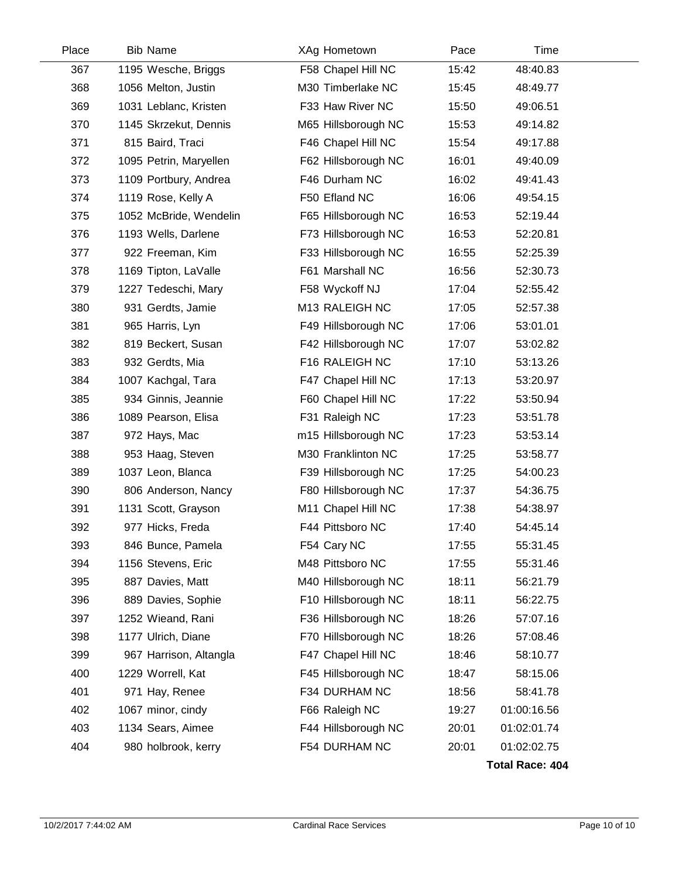| Place | Bib | Name | XAg | Hometown | Pace | Time |
|---|---|---|---|---|---|---|
| 367 | 1195 | Wesche, Briggs | F58 | Chapel Hill NC | 15:42 | 48:40.83 |
| 368 | 1056 | Melton, Justin | M30 | Timberlake NC | 15:45 | 48:49.77 |
| 369 | 1031 | Leblanc, Kristen | F33 | Haw River NC | 15:50 | 49:06.51 |
| 370 | 1145 | Skrzekut, Dennis | M65 | Hillsborough NC | 15:53 | 49:14.82 |
| 371 | 815 | Baird, Traci | F46 | Chapel Hill NC | 15:54 | 49:17.88 |
| 372 | 1095 | Petrin, Maryellen | F62 | Hillsborough NC | 16:01 | 49:40.09 |
| 373 | 1109 | Portbury, Andrea | F46 | Durham NC | 16:02 | 49:41.43 |
| 374 | 1119 | Rose, Kelly A | F50 | Efland NC | 16:06 | 49:54.15 |
| 375 | 1052 | McBride, Wendelin | F65 | Hillsborough NC | 16:53 | 52:19.44 |
| 376 | 1193 | Wells, Darlene | F73 | Hillsborough NC | 16:53 | 52:20.81 |
| 377 | 922 | Freeman, Kim | F33 | Hillsborough NC | 16:55 | 52:25.39 |
| 378 | 1169 | Tipton, LaValle | F61 | Marshall NC | 16:56 | 52:30.73 |
| 379 | 1227 | Tedeschi, Mary | F58 | Wyckoff NJ | 17:04 | 52:55.42 |
| 380 | 931 | Gerdts, Jamie | M13 | RALEIGH NC | 17:05 | 52:57.38 |
| 381 | 965 | Harris, Lyn | F49 | Hillsborough NC | 17:06 | 53:01.01 |
| 382 | 819 | Beckert, Susan | F42 | Hillsborough NC | 17:07 | 53:02.82 |
| 383 | 932 | Gerdts, Mia | F16 | RALEIGH NC | 17:10 | 53:13.26 |
| 384 | 1007 | Kachgal, Tara | F47 | Chapel Hill NC | 17:13 | 53:20.97 |
| 385 | 934 | Ginnis, Jeannie | F60 | Chapel Hill NC | 17:22 | 53:50.94 |
| 386 | 1089 | Pearson, Elisa | F31 | Raleigh NC | 17:23 | 53:51.78 |
| 387 | 972 | Hays, Mac | m15 | Hillsborough NC | 17:23 | 53:53.14 |
| 388 | 953 | Haag, Steven | M30 | Franklinton NC | 17:25 | 53:58.77 |
| 389 | 1037 | Leon, Blanca | F39 | Hillsborough NC | 17:25 | 54:00.23 |
| 390 | 806 | Anderson, Nancy | F80 | Hillsborough NC | 17:37 | 54:36.75 |
| 391 | 1131 | Scott, Grayson | M11 | Chapel Hill NC | 17:38 | 54:38.97 |
| 392 | 977 | Hicks, Freda | F44 | Pittsboro NC | 17:40 | 54:45.14 |
| 393 | 846 | Bunce, Pamela | F54 | Cary NC | 17:55 | 55:31.45 |
| 394 | 1156 | Stevens, Eric | M48 | Pittsboro NC | 17:55 | 55:31.46 |
| 395 | 887 | Davies, Matt | M40 | Hillsborough NC | 18:11 | 56:21.79 |
| 396 | 889 | Davies, Sophie | F10 | Hillsborough NC | 18:11 | 56:22.75 |
| 397 | 1252 | Wieand, Rani | F36 | Hillsborough NC | 18:26 | 57:07.16 |
| 398 | 1177 | Ulrich, Diane | F70 | Hillsborough NC | 18:26 | 57:08.46 |
| 399 | 967 | Harrison, Altangla | F47 | Chapel Hill NC | 18:46 | 58:10.77 |
| 400 | 1229 | Worrell, Kat | F45 | Hillsborough NC | 18:47 | 58:15.06 |
| 401 | 971 | Hay, Renee | F34 | DURHAM NC | 18:56 | 58:41.78 |
| 402 | 1067 | minor, cindy | F66 | Raleigh NC | 19:27 | 01:00:16.56 |
| 403 | 1134 | Sears, Aimee | F44 | Hillsborough NC | 20:01 | 01:02:01.74 |
| 404 | 980 | holbrook, kerry | F54 | DURHAM NC | 20:01 | 01:02:02.75 |

**Total Race: 404**

10/2/2017 7:44:02 AM Cardinal Race Services